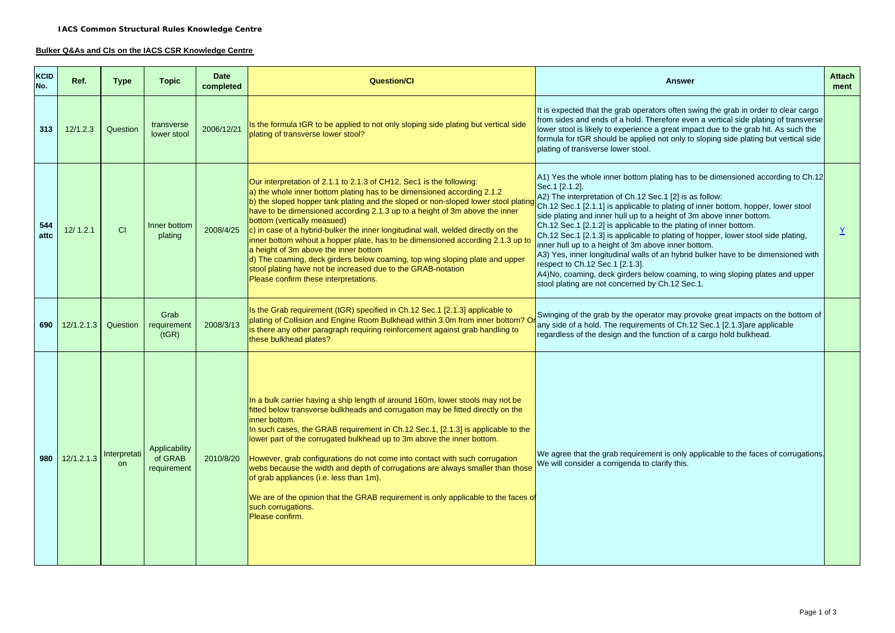**IACS Common Structural Rules Knowledge Centre**

**Bulker Q&As and CIs on the IACS CSR Knowledge Centre**

| KCID No. | Ref. | Type | Topic | Date completed | Question/CI | Answer | Attachment |
|---|---|---|---|---|---|---|---|
| 313 | 12/1.2.3 | Question | transverse lower stool | 2006/12/21 | Is the formula tGR to be applied to not only sloping side plating but vertical side plating of transverse lower stool? | It is expected that the grab operators often swing the grab in order to clear cargo from sides and ends of a hold. Therefore even a vertical side plating of transverse lower stool is likely to experience a great impact due to the grab hit. As such the formula for tGR should be applied not only to sloping side plating but vertical side plating of transverse lower stool. | |
| 544 attc | 12/ 1.2.1 | CI | Inner bottom plating | 2008/4/25 | Our interpretation of 2.1.1 to 2.1.3 of CH12, Sec1 is the following:<br>a) the whole inner bottom plating has to be dimensioned according 2.1.2<br>b) the sloped hopper tank plating and the sloped or non-sloped lower stool plating have to be dimensioned according 2.1.3 up to a height of 3m above the inner bottom (vertically measued)<br>c) in case of a hybrid-bulker the inner longitudinal wall, welded directly on the inner bottom wihout a hopper plate, has to be dimensioned according 2.1.3 up to a height of 3m above the inner bottom<br>d) The coaming, deck girders below coaming, top wing sloping plate and upper stool plating have not be increased due to the GRAB-notation<br>Please confirm these interpretations. | A1) Yes the whole inner bottom plating has to be dimensioned according to Ch.12 Sec.1 [2.1.2].<br>A2) The interpretation of Ch.12 Sec.1 [2] is as follow:<br>Ch.12 Sec.1 [2.1.1] is applicable to plating of inner bottom, hopper, lower stool side plating and inner hull up to a height of 3m above inner bottom.<br>Ch.12 Sec.1 [2.1.2] is applicable to the plating of inner bottom.<br>Ch.12 Sec.1 [2.1.3] is applicable to plating of hopper, lower stool side plating, inner hull up to a height of 3m above inner bottom.<br>A3) Yes, inner longitudinal walls of an hybrid bulker have to be dimensioned with respect to Ch.12 Sec.1 [2.1.3].<br>A4)No, coaming, deck girders below coaming, to wing sloping plates and upper stool plating are not concerned by Ch.12 Sec.1. | Y |
| 690 | 12/1.2.1.3 | Question | Grab requirement (tGR) | 2008/3/13 | Is the Grab requirement (tGR) specified in Ch.12 Sec.1 [2.1.3] applicable to plating of Collision and Engine Room Bulkhead within 3.0m from inner bottom? Or is there any other paragraph requiring reinforcement against grab handling to these bulkhead plates? | Swinging of the grab by the operator may provoke great impacts on the bottom of any side of a hold. The requirements of Ch.12 Sec.1 [2.1.3]are applicable regardless of the design and the function of a cargo hold bulkhead. | |
| 980 | 12/1.2.1.3 | Interpretation | Applicability of GRAB requirement | 2010/8/20 | In a bulk carrier having a ship length of around 160m, lower stools may not be fitted below transverse bulkheads and corrugation may be fitted directly on the inner bottom.<br>In such cases, the GRAB requirement in Ch.12 Sec.1, [2.1.3] is applicable to the lower part of the corrugated bulkhead up to 3m above the inner bottom.<br>However, grab configurations do not come into contact with such corrugation webs because the width and depth of corrugations are always smaller than those of grab appliances (i.e. less than 1m).<br>We are of the opinion that the GRAB requirement is only applicable to the faces of such corrugations.<br>Please confirm. | We agree that the grab requirement is only applicable to the faces of corrugations. We will consider a corrigenda to clarify this. | |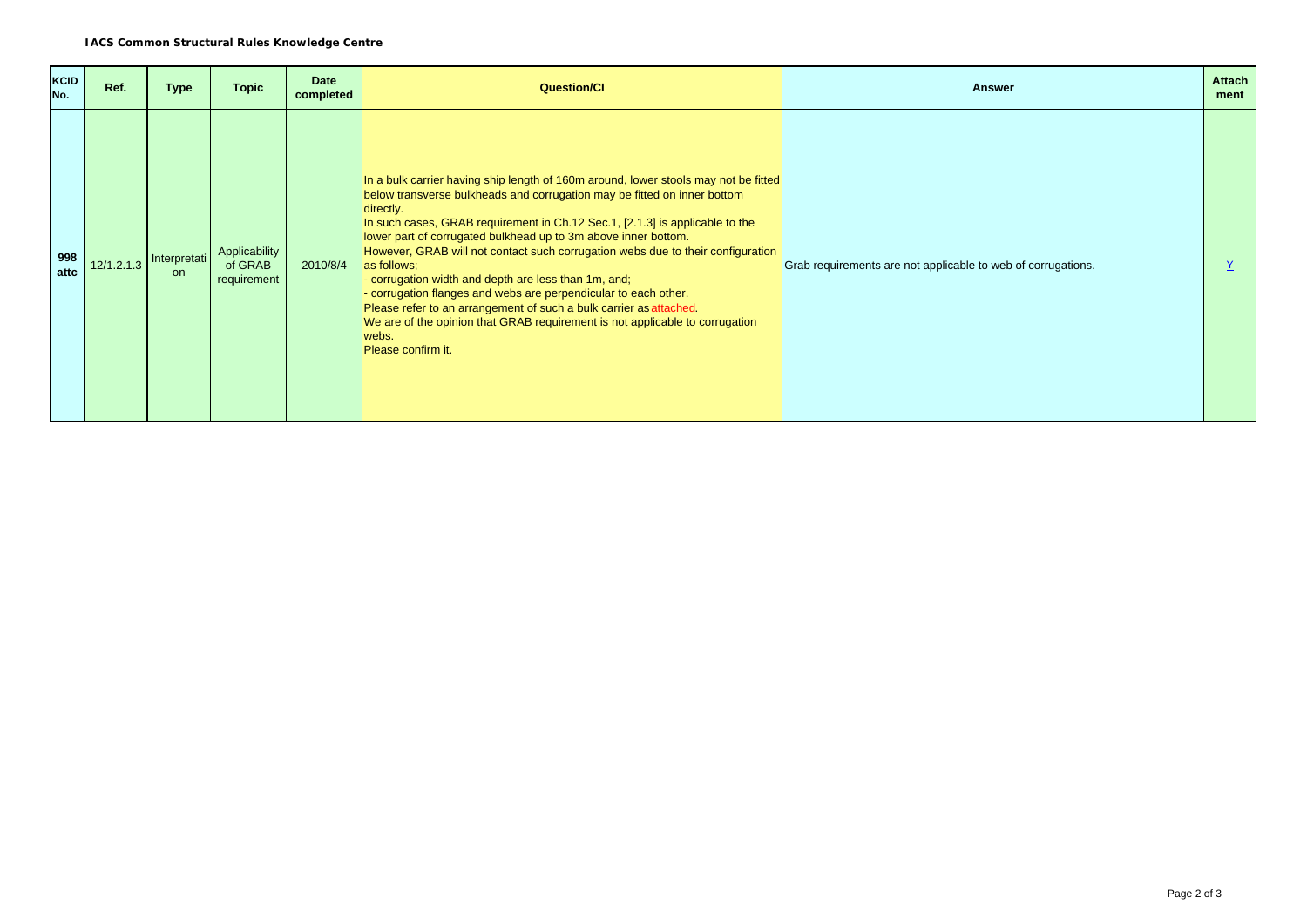**IACS Common Structural Rules Knowledge Centre**

| KCID No. | Ref. | Type | Topic | Date completed | Question/CI | Answer | Attachment |
|---|---|---|---|---|---|---|---|
| **998 attc** | 12/1.2.1.3 | Interpretation | Applicability of GRAB requirement | 2010/8/4 | In a bulk carrier having ship length of 160m around, lower stools may not be fitted below transverse bulkheads and corrugation may be fitted on inner bottom directly.<br>In such cases, GRAB requirement in Ch.12 Sec.1, [2.1.3] is applicable to the lower part of corrugated bulkhead up to 3m above inner bottom.<br>However, GRAB will not contact such corrugation webs due to their configuration as follows;<br>- corrugation width and depth are less than 1m, and;<br>- corrugation flanges and webs are perpendicular to each other.<br>Please refer to an arrangement of such a bulk carrier as attached.<br>We are of the opinion that GRAB requirement is not applicable to corrugation webs.<br>Please confirm it. | Grab requirements are not applicable to web of corrugations. | Y |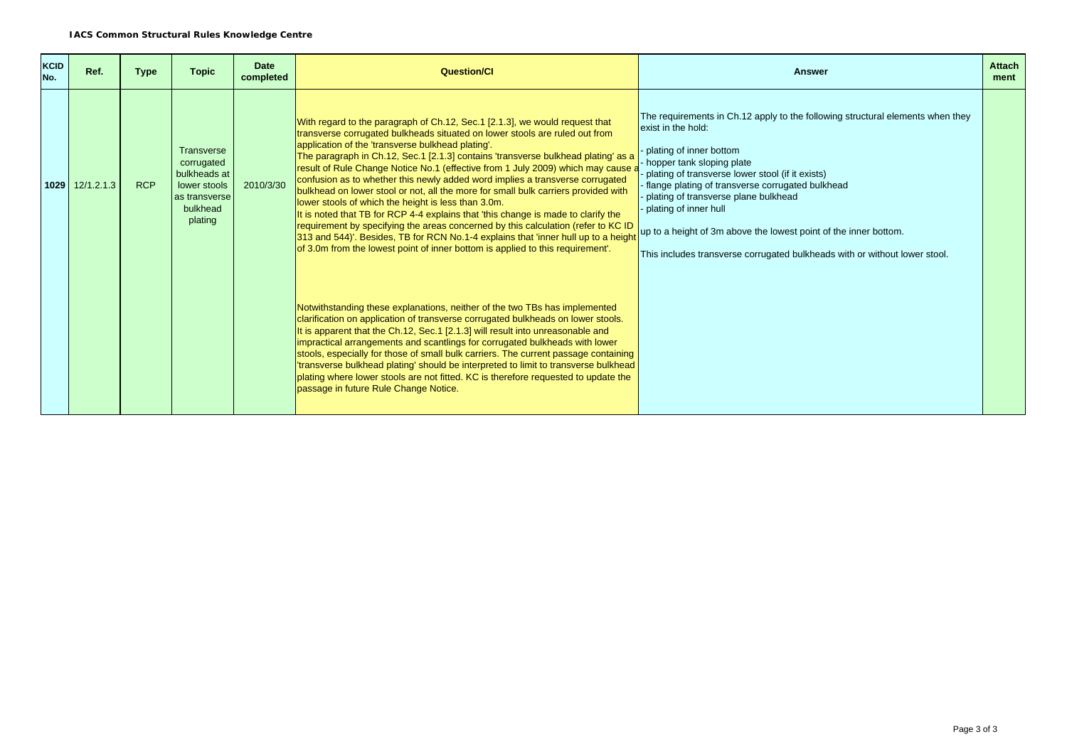**IACS Common Structural Rules Knowledge Centre**

| KCID No. | Ref. | Type | Topic | Date completed | Question/CI | Answer | Attachment |
|---|---|---|---|---|---|---|---|
| **1029** | 12/1.2.1.3 | RCP | Transverse corrugated bulkheads at lower stools as transverse bulkhead plating | 2010/3/30 | With regard to the paragraph of Ch.12, Sec.1 [2.1.3], we would request that transverse corrugated bulkheads situated on lower stools are ruled out from application of the 'transverse bulkhead plating'.<br>The paragraph in Ch.12, Sec.1 [2.1.3] contains 'transverse bulkhead plating' as a result of Rule Change Notice No.1 (effective from 1 July 2009) which may cause a confusion as to whether this newly added word implies a transverse corrugated bulkhead on lower stool or not, all the more for small bulk carriers provided with lower stools of which the height is less than 3.0m.<br>It is noted that TB for RCP 4-4 explains that 'this change is made to clarify the requirement by specifying the areas concerned by this calculation (refer to KC ID 313 and 544)'. Besides, TB for RCN No.1-4 explains that 'inner hull up to a height of 3.0m from the lowest point of inner bottom is applied to this requirement'.<br><br>Notwithstanding these explanations, neither of the two TBs has implemented clarification on application of transverse corrugated bulkheads on lower stools.<br>It is apparent that the Ch.12, Sec.1 [2.1.3] will result into unreasonable and impractical arrangements and scantlings for corrugated bulkheads with lower stools, especially for those of small bulk carriers. The current passage containing 'transverse bulkhead plating' should be interpreted to limit to transverse bulkhead plating where lower stools are not fitted. KC is therefore requested to update the passage in future Rule Change Notice. | The requirements in Ch.12 apply to the following structural elements when they exist in the hold:<br><br>- plating of inner bottom<br>- hopper tank sloping plate<br>- plating of transverse lower stool (if it exists)<br>- flange plating of transverse corrugated bulkhead<br>- plating of transverse plane bulkhead<br>- plating of inner hull<br><br>up to a height of 3m above the lowest point of the inner bottom.<br><br>This includes transverse corrugated bulkheads with or without lower stool. | |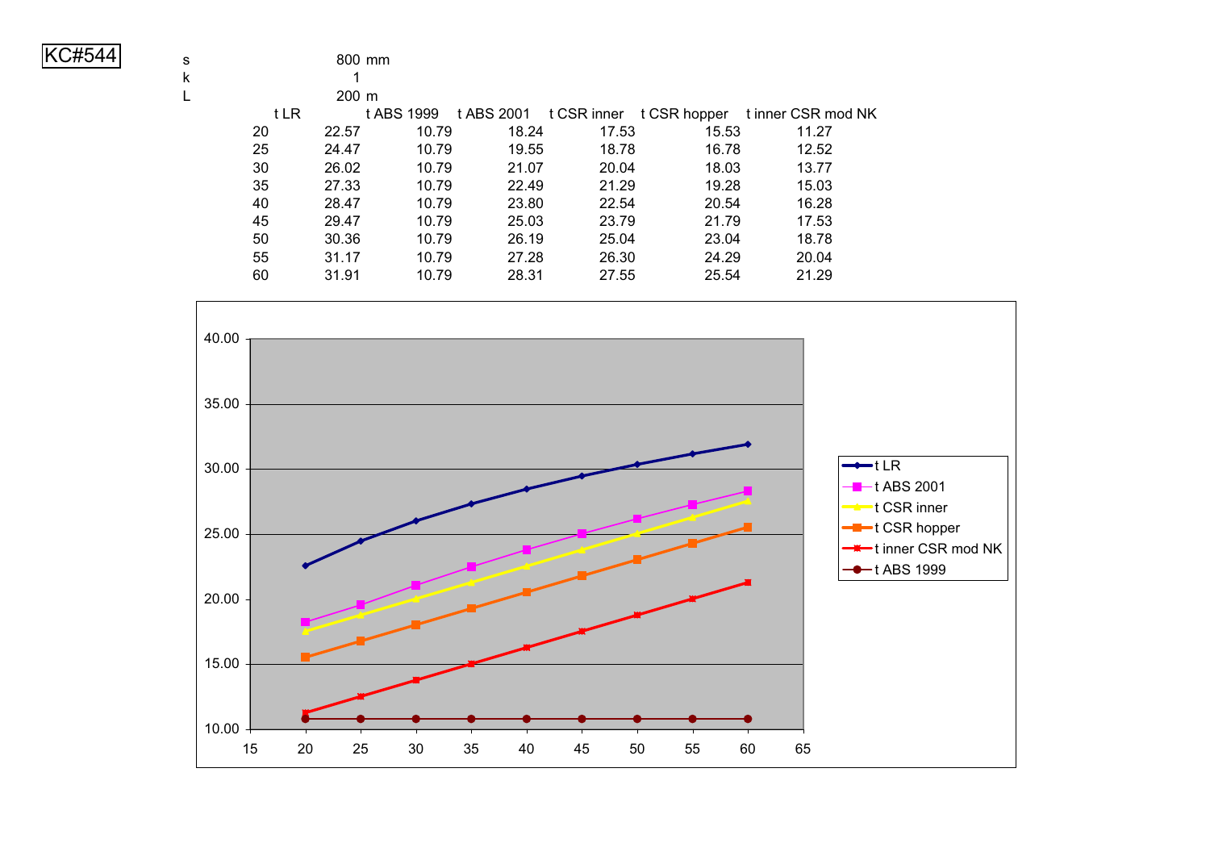KC#544

| | | |
|---|---|---|
| s | 800 | mm |
| k | 1 | |
| L | 200 | m |

| | t LR | t ABS 1999 | t ABS 2001 | t CSR inner | t CSR hopper | t inner CSR mod NK |
|---|---|---|---|---|---|---|
| 20 | 22.57 | 10.79 | 18.24 | 17.53 | 15.53 | 11.27 |
| 25 | 24.47 | 10.79 | 19.55 | 18.78 | 16.78 | 12.52 |
| 30 | 26.02 | 10.79 | 21.07 | 20.04 | 18.03 | 13.77 |
| 35 | 27.33 | 10.79 | 22.49 | 21.29 | 19.28 | 15.03 |
| 40 | 28.47 | 10.79 | 23.80 | 22.54 | 20.54 | 16.28 |
| 45 | 29.47 | 10.79 | 25.03 | 23.79 | 21.79 | 17.53 |
| 50 | 30.36 | 10.79 | 26.19 | 25.04 | 23.04 | 18.78 |
| 55 | 31.17 | 10.79 | 27.28 | 26.30 | 24.29 | 20.04 |
| 60 | 31.91 | 10.79 | 28.31 | 27.55 | 25.54 | 21.29 |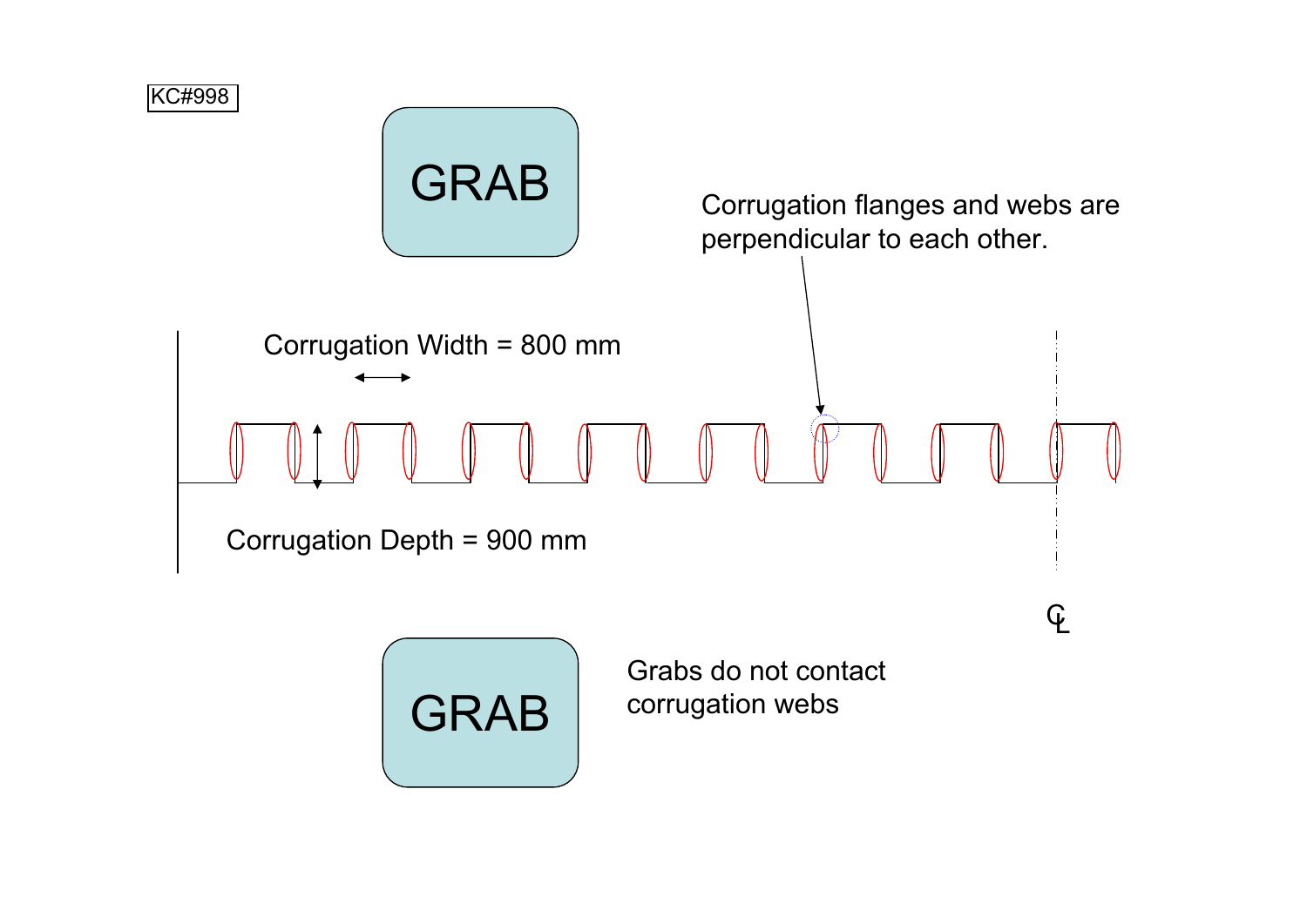KC#998

GRAB

Corrugation flanges and webs are perpendicular to each other.

Corrugation Width = 800 mm

Corrugation Depth = 900 mm

℄

GRAB

Grabs do not contact corrugation webs